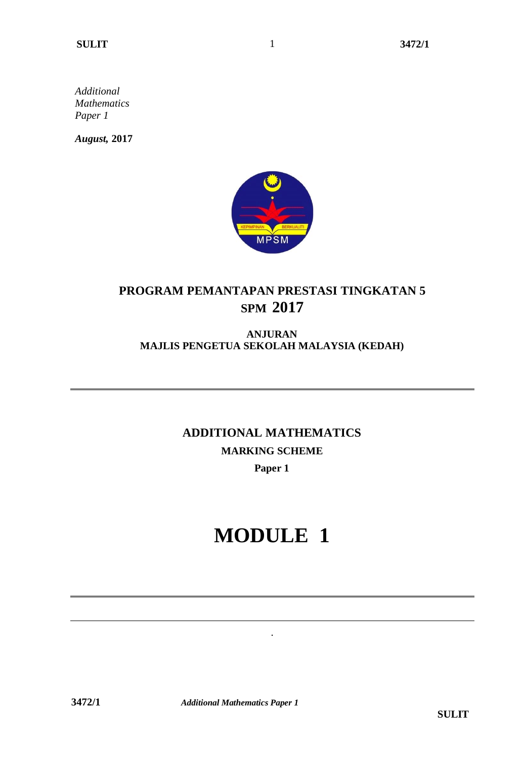*Additional Mathematics*
*Paper 1*

***August,* 2017**

# PROGRAM PEMANTAPAN PRESTASI TINGKATAN 5
# SPM 2017

**ANJURAN**
**MAJLIS PENGETUA SEKOLAH MALAYSIA (KEDAH)**

---

## ADDITIONAL MATHEMATICS

**MARKING SCHEME**

**Paper 1**

# MODULE 1

---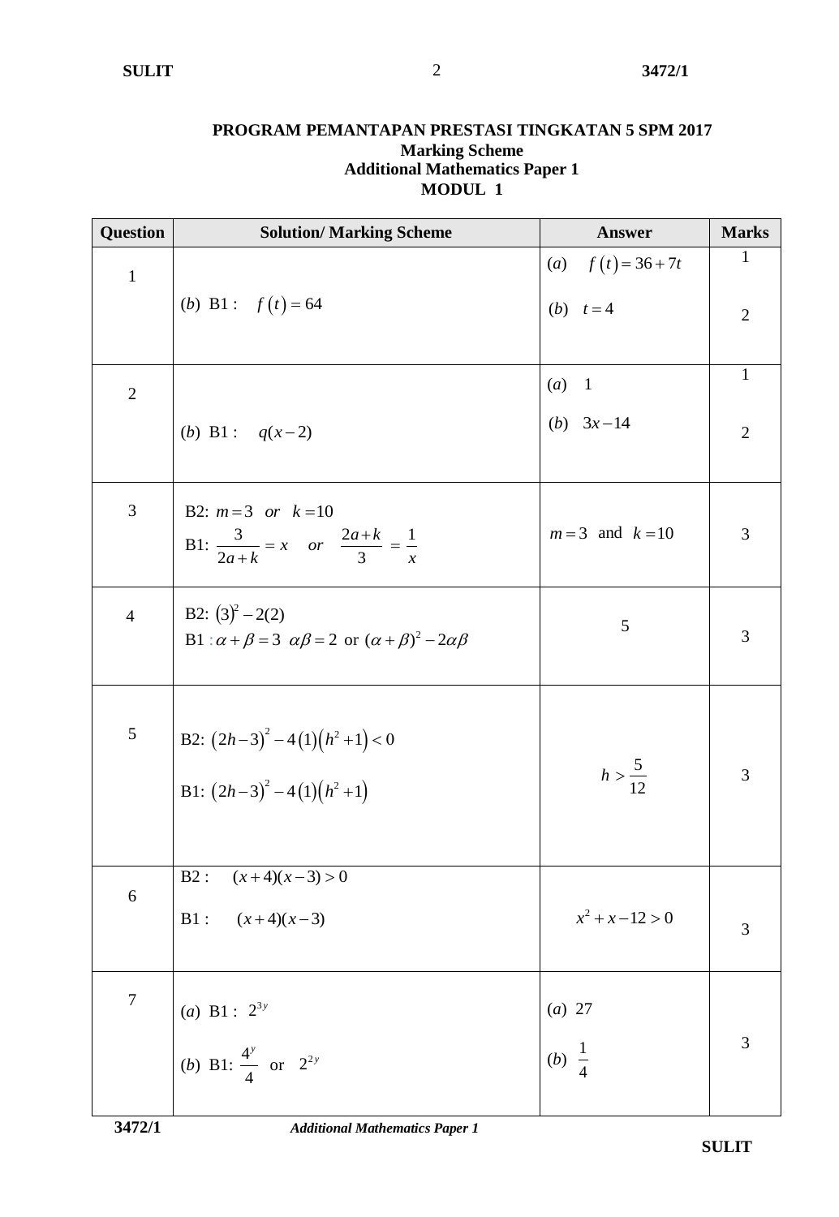**PROGRAM PEMANTAPAN PRESTASI TINGKATAN 5 SPM 2017**
**Marking Scheme**
**Additional Mathematics Paper 1**
**MODUL 1**

| Question | Solution/ Marking Scheme | Answer | Marks |
|---|---|---|---|
| 1 | (b) B1 : $f(t) = 64$ | (a) $f(t) = 36 + 7t$<br>(b) $t = 4$ | 1<br>2 |
| 2 | (b) B1 : $q(x-2)$ | (a) 1<br>(b) $3x - 14$ | 1<br>2 |
| 3 | B2: $m = 3$ *or* $k = 10$<br>B1: $\dfrac{3}{2a+k} = x$ *or* $\dfrac{2a+k}{3} = \dfrac{1}{x}$ | $m = 3$ and $k = 10$ | 3 |
| 4 | B2: $(3)^2 - 2(2)$<br>B1 : $\alpha + \beta = 3$ $\alpha\beta = 2$ or $(\alpha+\beta)^2 - 2\alpha\beta$ | 5 | 3 |
| 5 | B2: $(2h-3)^2 - 4(1)(h^2+1) < 0$<br>B1: $(2h-3)^2 - 4(1)(h^2+1)$ | $h > \dfrac{5}{12}$ | 3 |
| 6 | B2 : $(x+4)(x-3) > 0$<br>B1 : $(x+4)(x-3)$ | $x^2 + x - 12 > 0$ | 3 |
| 7 | (a) B1 : $2^{3y}$<br>(b) B1: $\dfrac{4^y}{4}$ or $2^{2y}$ | (a) 27<br>(b) $\dfrac{1}{4}$ | 3 |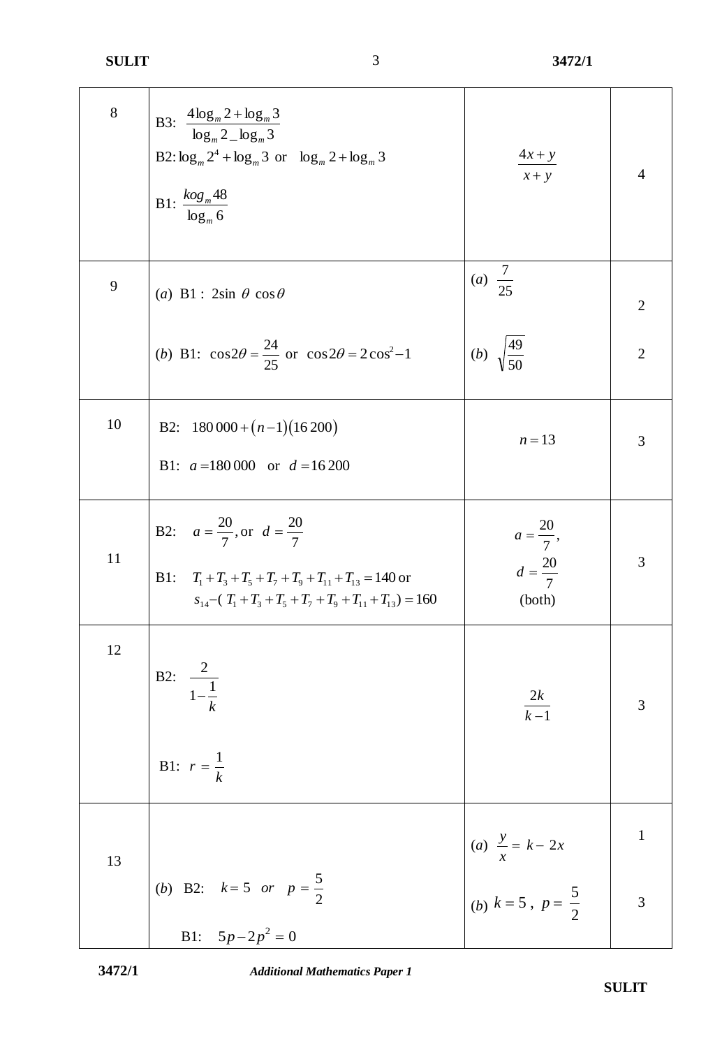| | | | |
|---|---|---|---|
| 8 | B3: $\dfrac{4\log_m 2+\log_m 3}{\log_m 2\_\log_m 3}$<br>B2: $\log_m 2^4+\log_m 3$ or $\log_m 2+\log_m 3$<br>B1: $\dfrac{kog_m 48}{\log_m 6}$ | $\dfrac{4x+y}{x+y}$ | 4 |
| 9 | (*a*) B1 : $2\sin\theta\cos\theta$<br><br>(*b*) B1: $\cos 2\theta=\dfrac{24}{25}$ or $\cos 2\theta=2\cos^2-1$ | (*a*) $\dfrac{7}{25}$<br><br>(*b*) $\sqrt{\dfrac{49}{50}}$ | 2<br><br>2 |
| 10 | B2: $180\,000+(n-1)(16\,200)$<br>B1: $a=180\,000$ or $d=16\,200$ | $n=13$ | 3 |
| 11 | B2: $a=\dfrac{20}{7}$, or $d=\dfrac{20}{7}$<br>B1: $T_1+T_3+T_5+T_7+T_9+T_{11}+T_{13}=140$ or<br>$s_{14}-(T_1+T_3+T_5+T_7+T_9+T_{11}+T_{13})=160$ | $a=\dfrac{20}{7}$,<br>$d=\dfrac{20}{7}$<br>(both) | 3 |
| 12 | B2: $\dfrac{2}{1-\dfrac{1}{k}}$<br><br>B1: $r=\dfrac{1}{k}$ | $\dfrac{2k}{k-1}$ | 3 |
| 13 | (*b*) B2: $k=5$ *or* $p=\dfrac{5}{2}$<br><br>B1: $5p-2p^2=0$ | (*a*) $\dfrac{y}{x}=k-2x$<br><br>(*b*) $k=5$, $p=\dfrac{5}{2}$ | 1<br><br>3 |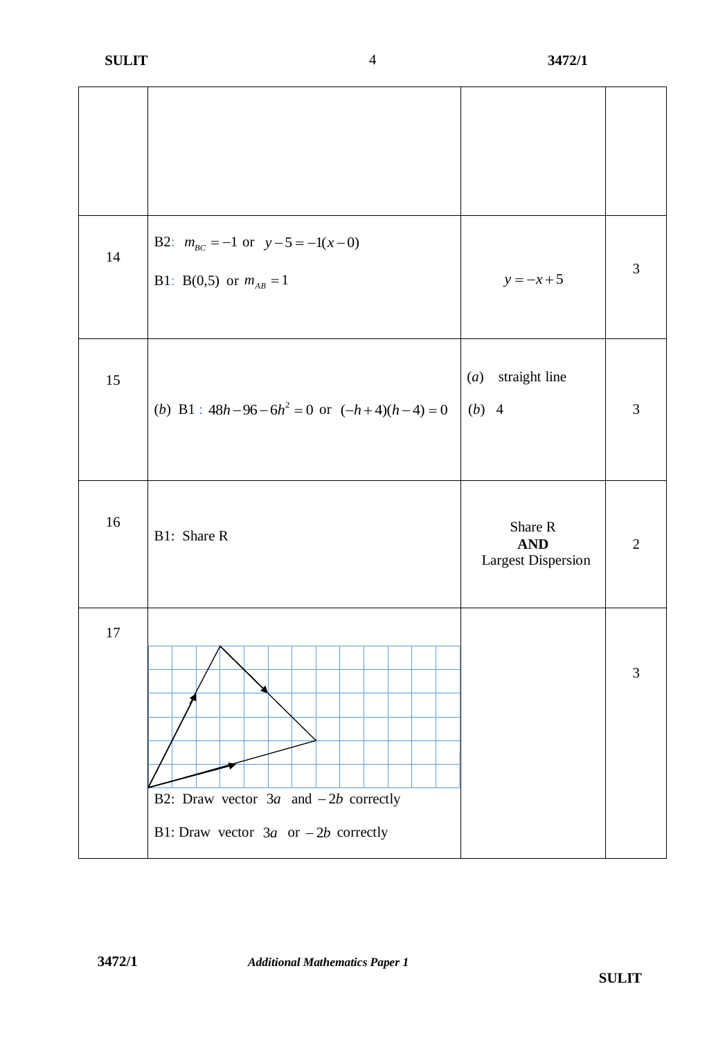| | | | |
|---|---|---|---|
| | | | |
| 14 | B2: $m_{BC} = -1$ or $y - 5 = -1(x - 0)$<br><br>B1: B(0,5) or $m_{AB} = 1$ | $y = -x + 5$ | 3 |
| 15 | (*b*) B1 : $48h - 96 - 6h^2 = 0$ or $(-h + 4)(h - 4) = 0$ | (*a*) straight line<br><br>(*b*) 4 | 3 |
| 16 | B1: Share R | Share R<br>**AND**<br>Largest Dispersion | 2 |
| 17 | B2: Draw vector $3a$ and $-2b$ correctly<br><br>B1: Draw vector $3a$ or $-2b$ correctly | | 3 |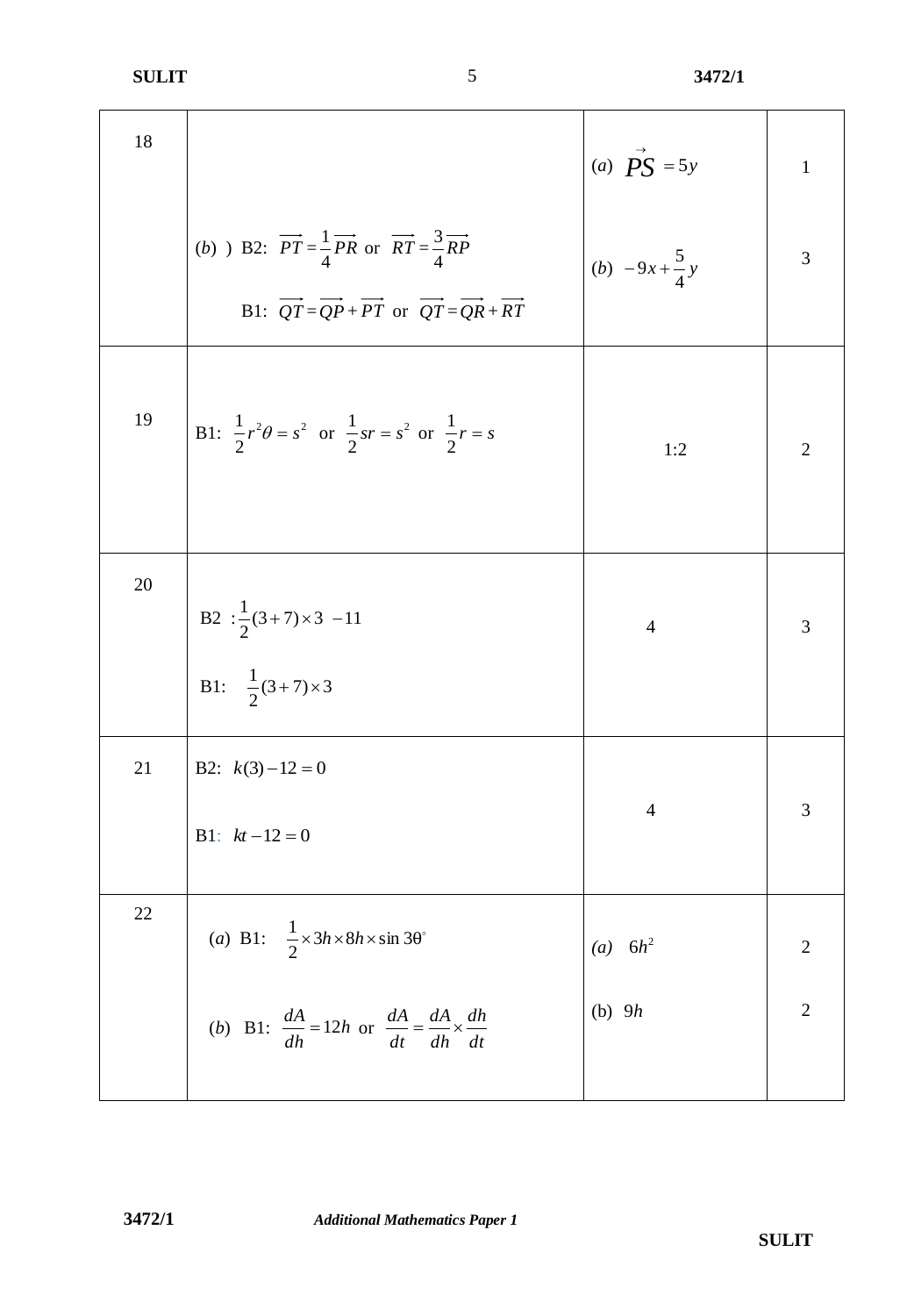| | | | |
|---|---|---|---|
| 18 | (*b*) ) B2: $\overrightarrow{PT} = \frac{1}{4}\overrightarrow{PR}$ or $\overrightarrow{RT} = \frac{3}{4}\overrightarrow{RP}$ <br><br> B1: $\overrightarrow{QT} = \overrightarrow{QP} + \overrightarrow{PT}$ or $\overrightarrow{QT} = \overrightarrow{QR} + \overrightarrow{RT}$ | (*a*) $\overrightarrow{PS} = 5y$ <br><br> (*b*) $-9x + \frac{5}{4}y$ | 1 <br><br> 3 |
| 19 | B1: $\frac{1}{2}r^2\theta = s^2$ or $\frac{1}{2}sr = s^2$ or $\frac{1}{2}r = s$ | 1:2 | 2 |
| 20 | B2 $:\frac{1}{2}(3+7)\times 3\ \ -11$ <br><br> B1: $\frac{1}{2}(3+7)\times 3$ | 4 | 3 |
| 21 | B2: $k(3) - 12 = 0$ <br><br> B1: $kt - 12 = 0$ | 4 | 3 |
| 22 | (*a*) B1: $\frac{1}{2}\times 3h \times 8h \times \sin 3\theta^{\circ}$ <br><br> (*b*) B1: $\frac{dA}{dh} = 12h$ or $\frac{dA}{dt} = \frac{dA}{dh}\times\frac{dh}{dt}$ | (*a*) $6h^2$ <br><br> (b) $9h$ | 2 <br><br> 2 |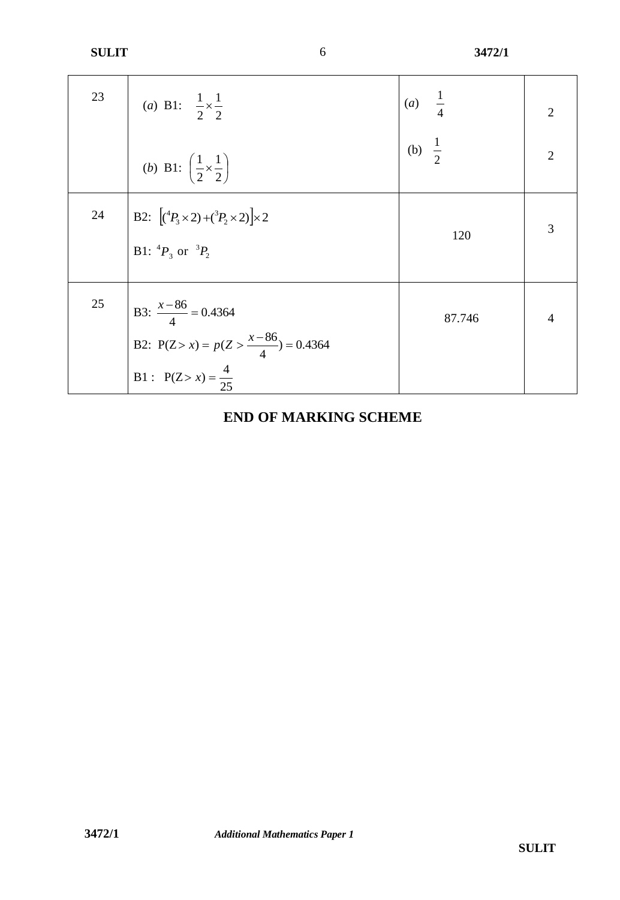| | | | |
|---|---|---|---|
| 23 | (*a*) B1: $\frac{1}{2}\times\frac{1}{2}$<br><br>(*b*) B1: $\left(\frac{1}{2}\times\frac{1}{2}\right)$ | (*a*) $\frac{1}{4}$<br><br>(b) $\frac{1}{2}$ | 2<br><br>2 |
| 24 | B2: $\left[({}^{4}P_{3}\times 2)+({}^{3}P_{2}\times 2)\right]\times 2$<br><br>B1: ${}^{4}P_{3}$ or ${}^{3}P_{2}$ | 120 | 3 |
| 25 | B3: $\frac{x-86}{4}=0.4364$<br><br>B2: $\text{P}(\text{Z}>x)=p(Z>\frac{x-86}{4})=0.4364$<br><br>B1 : $\text{P}(\text{Z}>x)=\frac{4}{25}$ | 87.746 | 4 |

**END OF MARKING SCHEME**